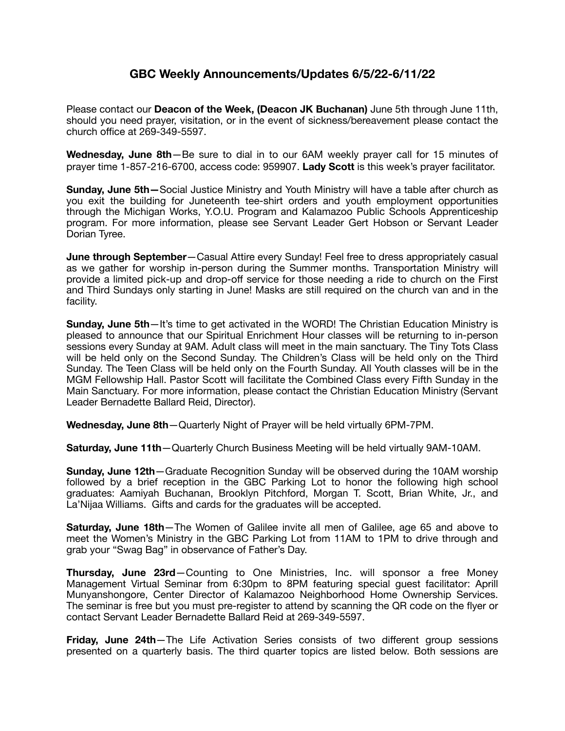# GBC Weekly Announcements/Updates 6/5/22-6/11/22

Please contact our **Deacon of the Week, (Deacon JK Buchanan)** June 5th through June 11th, should you need prayer, visitation, or in the event of sickness/bereavement please contact the church office at 269-349-5597.

**Wednesday, June 8th**—Be sure to dial in to our 6AM weekly prayer call for 15 minutes of prayer time 1-857-216-6700, access code: 959907. **Lady Scott** is this week's prayer facilitator.

**Sunday, June 5th—**Social Justice Ministry and Youth Ministry will have a table after church as you exit the building for Juneteenth tee-shirt orders and youth employment opportunities through the Michigan Works, Y.O.U. Program and Kalamazoo Public Schools Apprenticeship program. For more information, please see Servant Leader Gert Hobson or Servant Leader Dorian Tyree.

**June through September**—Casual Attire every Sunday! Feel free to dress appropriately casual as we gather for worship in-person during the Summer months. Transportation Ministry will provide a limited pick-up and drop-off service for those needing a ride to church on the First and Third Sundays only starting in June! Masks are still required on the church van and in the facility.

**Sunday, June 5th**—It's time to get activated in the WORD! The Christian Education Ministry is pleased to announce that our Spiritual Enrichment Hour classes will be returning to in-person sessions every Sunday at 9AM. Adult class will meet in the main sanctuary. The Tiny Tots Class will be held only on the Second Sunday. The Children's Class will be held only on the Third Sunday. The Teen Class will be held only on the Fourth Sunday. All Youth classes will be in the MGM Fellowship Hall. Pastor Scott will facilitate the Combined Class every Fifth Sunday in the Main Sanctuary. For more information, please contact the Christian Education Ministry (Servant Leader Bernadette Ballard Reid, Director).

**Wednesday, June 8th**—Quarterly Night of Prayer will be held virtually 6PM-7PM.

**Saturday, June 11th**—Quarterly Church Business Meeting will be held virtually 9AM-10AM.

**Sunday, June 12th**—Graduate Recognition Sunday will be observed during the 10AM worship followed by a brief reception in the GBC Parking Lot to honor the following high school graduates: Aamiyah Buchanan, Brooklyn Pitchford, Morgan T. Scott, Brian White, Jr., and La'Nijaa Williams. Gifts and cards for the graduates will be accepted.

**Saturday, June 18th**—The Women of Galilee invite all men of Galilee, age 65 and above to meet the Women's Ministry in the GBC Parking Lot from 11AM to 1PM to drive through and grab your "Swag Bag" in observance of Father's Day.

**Thursday, June 23rd**—Counting to One Ministries, Inc. will sponsor a free Money Management Virtual Seminar from 6:30pm to 8PM featuring special guest facilitator: Aprill Munyanshongore, Center Director of Kalamazoo Neighborhood Home Ownership Services. The seminar is free but you must pre-register to attend by scanning the QR code on the flyer or contact Servant Leader Bernadette Ballard Reid at 269-349-5597.

**Friday, June 24th**—The Life Activation Series consists of two different group sessions presented on a quarterly basis. The third quarter topics are listed below. Both sessions are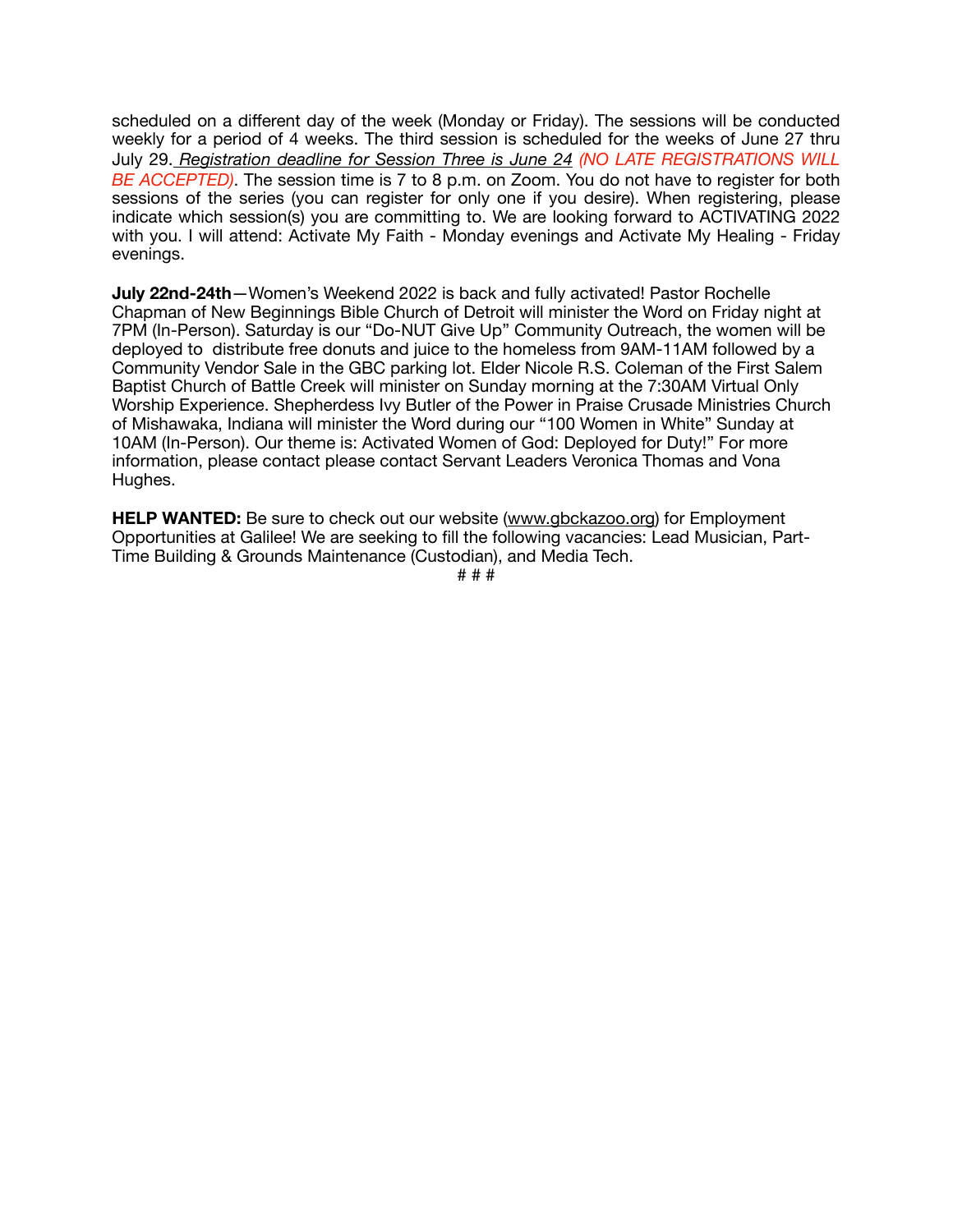scheduled on a different day of the week (Monday or Friday). The sessions will be conducted weekly for a period of 4 weeks. The third session is scheduled for the weeks of June 27 thru July 29. *Registration deadline for Session Three is June 24* *(NO LATE REGISTRATIONS WILL BE ACCEPTED)*. The session time is 7 to 8 p.m. on Zoom. You do not have to register for both sessions of the series (you can register for only one if you desire). When registering, please indicate which session(s) you are committing to. We are looking forward to ACTIVATING 2022 with you. I will attend: Activate My Faith - Monday evenings and Activate My Healing - Friday evenings.

**July 22nd-24th**—Women's Weekend 2022 is back and fully activated! Pastor Rochelle Chapman of New Beginnings Bible Church of Detroit will minister the Word on Friday night at 7PM (In-Person). Saturday is our "Do-NUT Give Up" Community Outreach, the women will be deployed to distribute free donuts and juice to the homeless from 9AM-11AM followed by a Community Vendor Sale in the GBC parking lot. Elder Nicole R.S. Coleman of the First Salem Baptist Church of Battle Creek will minister on Sunday morning at the 7:30AM Virtual Only Worship Experience. Shepherdess Ivy Butler of the Power in Praise Crusade Ministries Church of Mishawaka, Indiana will minister the Word during our "100 Women in White" Sunday at 10AM (In-Person). Our theme is: Activated Women of God: Deployed for Duty!" For more information, please contact please contact Servant Leaders Veronica Thomas and Vona Hughes.

**HELP WANTED:** Be sure to check out our website (www.gbckazoo.org) for Employment Opportunities at Galilee! We are seeking to fill the following vacancies: Lead Musician, Part-Time Building & Grounds Maintenance (Custodian), and Media Tech.

# # #